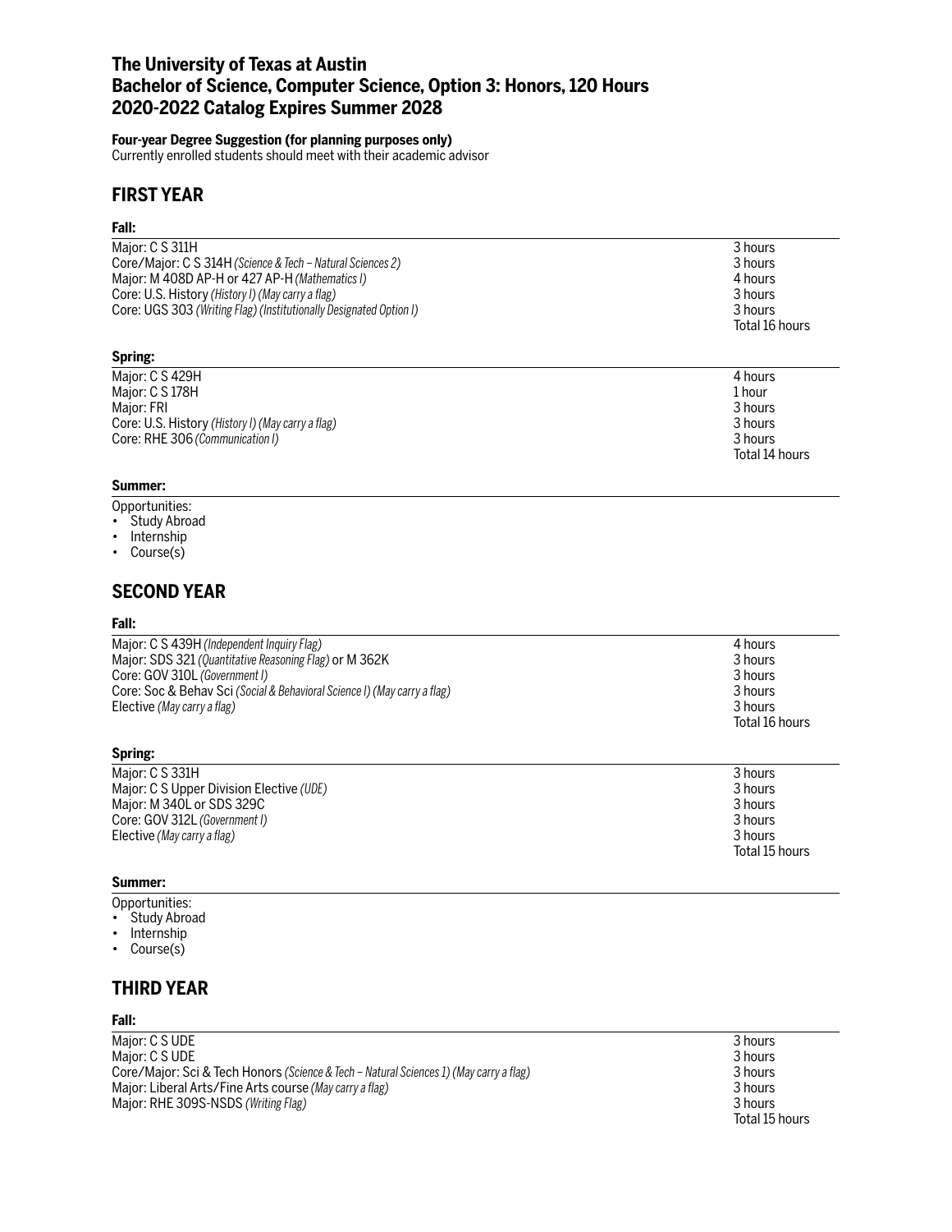# The University of Texas at Austin
# Bachelor of Science, Computer Science, Option 3: Honors, 120 Hours
# 2020-2022 Catalog Expires Summer 2028

**Four-year Degree Suggestion (for planning purposes only)**
Currently enrolled students should meet with their academic advisor

## FIRST YEAR

### Fall:

| | |
|---|---|
| Major: C S 311H | 3 hours |
| Core/Major: C S 314H *(Science & Tech – Natural Sciences 2)* | 3 hours |
| Major: M 408D AP-H or 427 AP-H *(Mathematics I)* | 4 hours |
| Core: U.S. History *(History I) (May carry a flag)* | 3 hours |
| Core: UGS 303 *(Writing Flag) (Institutionally Designated Option I)* | 3 hours |
| | Total 16 hours |

### Spring:

| | |
|---|---|
| Major: C S 429H | 4 hours |
| Major: C S 178H | 1 hour |
| Major: FRI | 3 hours |
| Core: U.S. History *(History I) (May carry a flag)* | 3 hours |
| Core: RHE 306 *(Communication I)* | 3 hours |
| | Total 14 hours |

### Summer:

Opportunities:
- Study Abroad
- Internship
- Course(s)

## SECOND YEAR

### Fall:

| | |
|---|---|
| Major: C S 439H *(Independent Inquiry Flag)* | 4 hours |
| Major: SDS 321 *(Quantitative Reasoning Flag)* or M 362K | 3 hours |
| Core: GOV 310L *(Government I)* | 3 hours |
| Core: Soc & Behav Sci *(Social & Behavioral Science I) (May carry a flag)* | 3 hours |
| Elective *(May carry a flag)* | 3 hours |
| | Total 16 hours |

### Spring:

| | |
|---|---|
| Major: C S 331H | 3 hours |
| Major: C S Upper Division Elective *(UDE)* | 3 hours |
| Major: M 340L or SDS 329C | 3 hours |
| Core: GOV 312L *(Government I)* | 3 hours |
| Elective *(May carry a flag)* | 3 hours |
| | Total 15 hours |

### Summer:

Opportunities:
- Study Abroad
- Internship
- Course(s)

## THIRD YEAR

### Fall:

| | |
|---|---|
| Major: C S UDE | 3 hours |
| Major: C S UDE | 3 hours |
| Core/Major: Sci & Tech Honors *(Science & Tech – Natural Sciences 1) (May carry a flag)* | 3 hours |
| Major: Liberal Arts/Fine Arts course *(May carry a flag)* | 3 hours |
| Major: RHE 309S-NSDS *(Writing Flag)* | 3 hours |
| | Total 15 hours |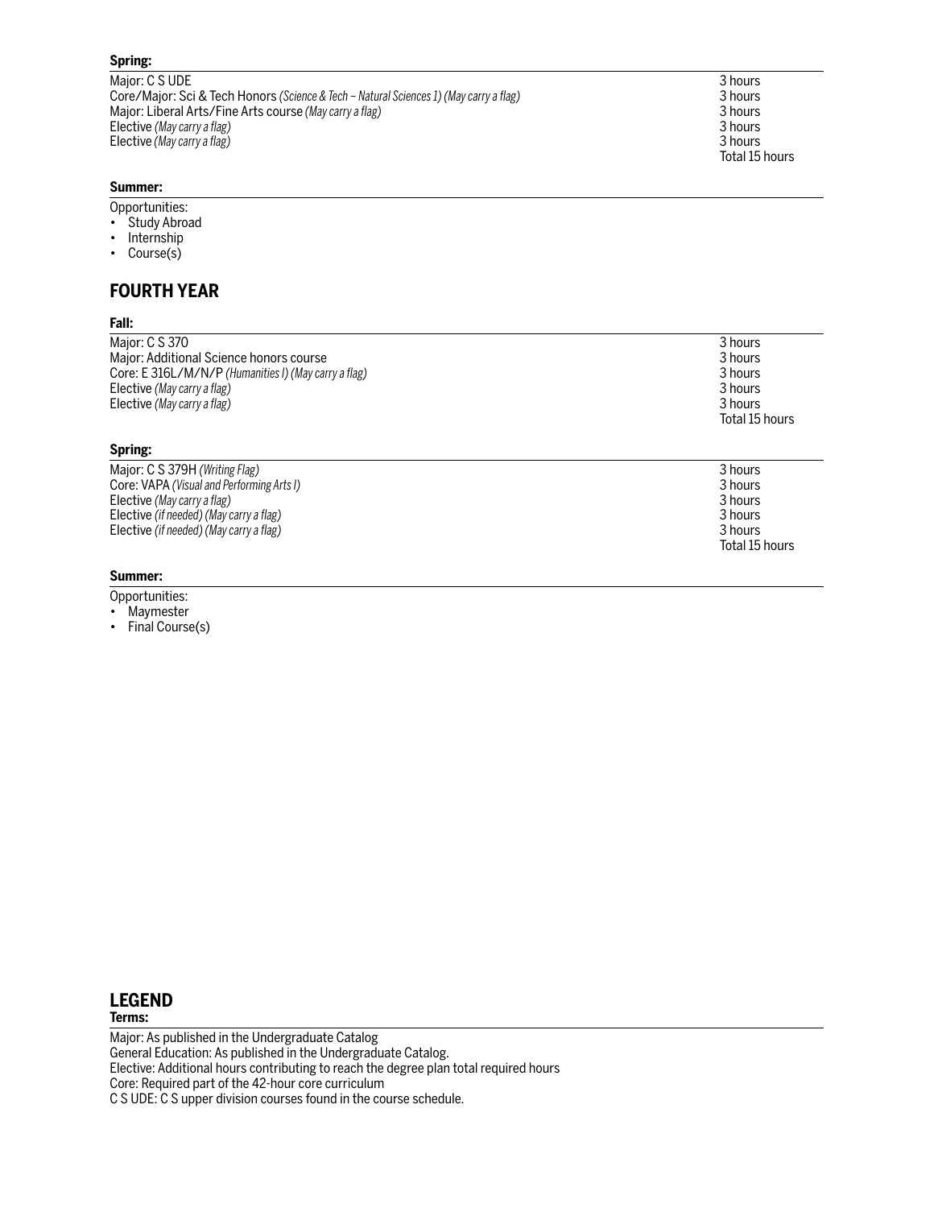**Spring:**

| | |
|---|---|
| Major: C S UDE | 3 hours |
| Core/Major: Sci & Tech Honors *(Science & Tech – Natural Sciences 1) (May carry a flag)* | 3 hours |
| Major: Liberal Arts/Fine Arts course *(May carry a flag)* | 3 hours |
| Elective *(May carry a flag)* | 3 hours |
| Elective *(May carry a flag)* | 3 hours |
| | Total 15 hours |

**Summer:**

Opportunities:
- Study Abroad
- Internship
- Course(s)

## FOURTH YEAR

**Fall:**

| | |
|---|---|
| Major: C S 370 | 3 hours |
| Major: Additional Science honors course | 3 hours |
| Core: E 316L/M/N/P *(Humanities I) (May carry a flag)* | 3 hours |
| Elective *(May carry a flag)* | 3 hours |
| Elective *(May carry a flag)* | 3 hours |
| | Total 15 hours |

**Spring:**

| | |
|---|---|
| Major: C S 379H *(Writing Flag)* | 3 hours |
| Core: VAPA *(Visual and Performing Arts I)* | 3 hours |
| Elective *(May carry a flag)* | 3 hours |
| Elective *(if needed) (May carry a flag)* | 3 hours |
| Elective *(if needed) (May carry a flag)* | 3 hours |
| | Total 15 hours |

**Summer:**

Opportunities:
- Maymester
- Final Course(s)

## LEGEND

**Terms:**

Major: As published in the Undergraduate Catalog
General Education: As published in the Undergraduate Catalog.
Elective: Additional hours contributing to reach the degree plan total required hours
Core: Required part of the 42-hour core curriculum
C S UDE: C S upper division courses found in the course schedule.